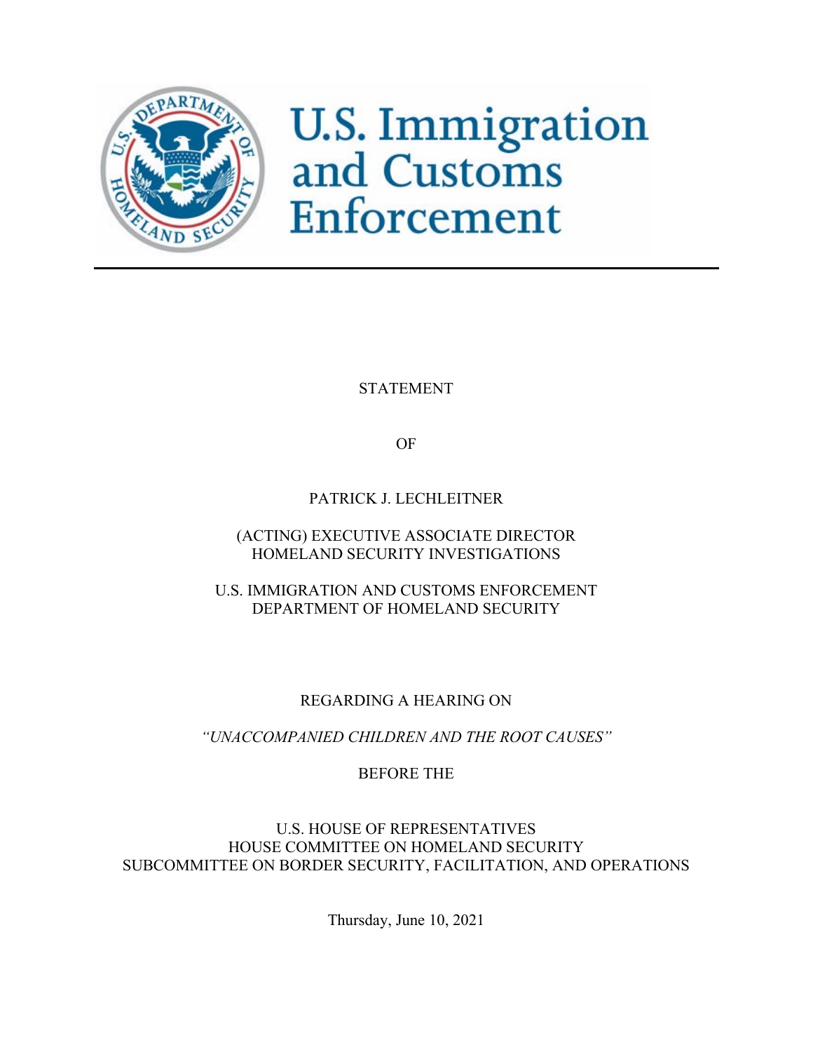# U.S. Immigration and Customs Enforcement

---

STATEMENT

OF

PATRICK J. LECHLEITNER

(ACTING) EXECUTIVE ASSOCIATE DIRECTOR
HOMELAND SECURITY INVESTIGATIONS

U.S. IMMIGRATION AND CUSTOMS ENFORCEMENT
DEPARTMENT OF HOMELAND SECURITY

REGARDING A HEARING ON

*"UNACCOMPANIED CHILDREN AND THE ROOT CAUSES"*

BEFORE THE

U.S. HOUSE OF REPRESENTATIVES
HOUSE COMMITTEE ON HOMELAND SECURITY
SUBCOMMITTEE ON BORDER SECURITY, FACILITATION, AND OPERATIONS

Thursday, June 10, 2021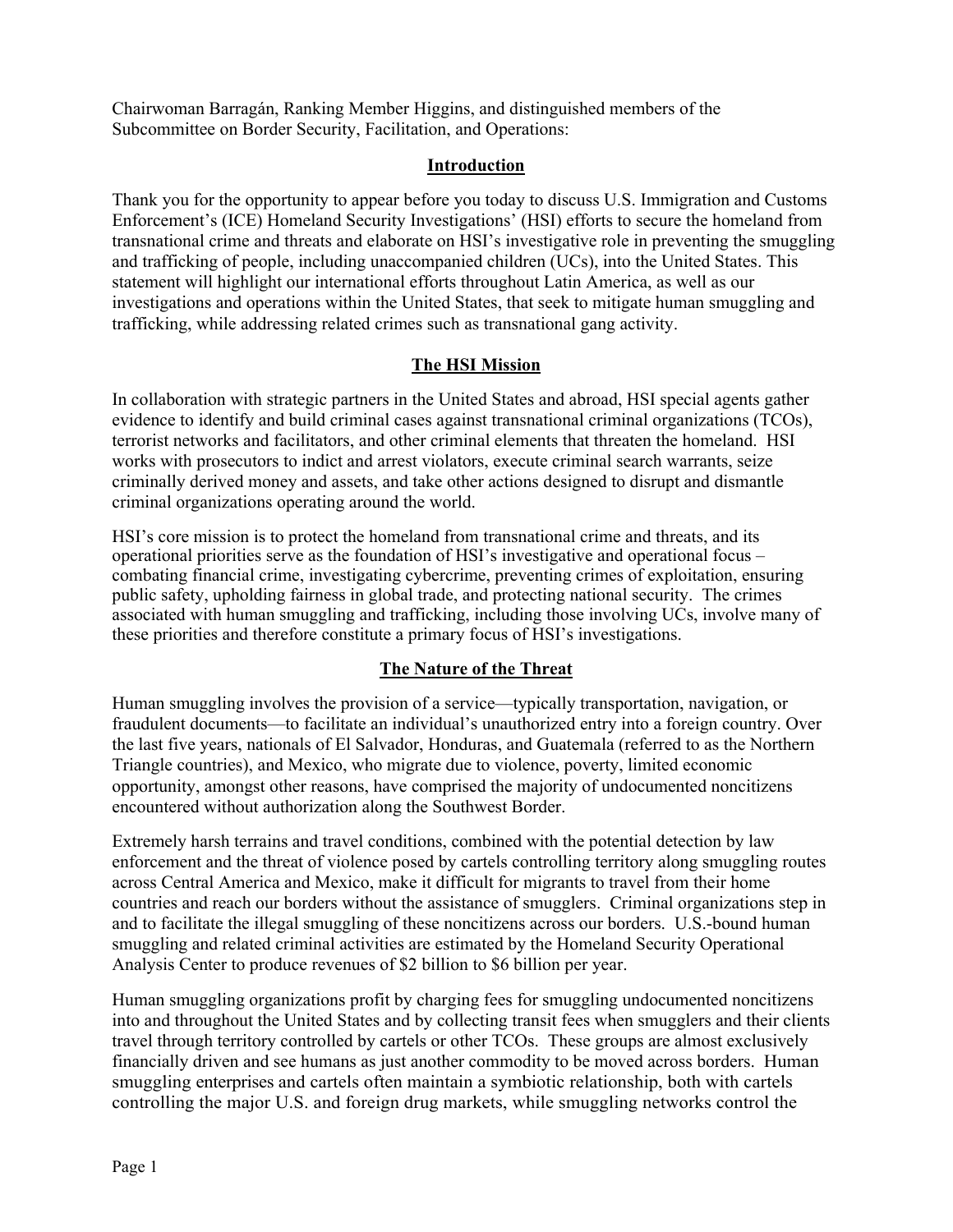Chairwoman Barragán, Ranking Member Higgins, and distinguished members of the Subcommittee on Border Security, Facilitation, and Operations:

## Introduction

Thank you for the opportunity to appear before you today to discuss U.S. Immigration and Customs Enforcement's (ICE) Homeland Security Investigations' (HSI) efforts to secure the homeland from transnational crime and threats and elaborate on HSI's investigative role in preventing the smuggling and trafficking of people, including unaccompanied children (UCs), into the United States. This statement will highlight our international efforts throughout Latin America, as well as our investigations and operations within the United States, that seek to mitigate human smuggling and trafficking, while addressing related crimes such as transnational gang activity.

## The HSI Mission

In collaboration with strategic partners in the United States and abroad, HSI special agents gather evidence to identify and build criminal cases against transnational criminal organizations (TCOs), terrorist networks and facilitators, and other criminal elements that threaten the homeland. HSI works with prosecutors to indict and arrest violators, execute criminal search warrants, seize criminally derived money and assets, and take other actions designed to disrupt and dismantle criminal organizations operating around the world.

HSI's core mission is to protect the homeland from transnational crime and threats, and its operational priorities serve as the foundation of HSI's investigative and operational focus – combating financial crime, investigating cybercrime, preventing crimes of exploitation, ensuring public safety, upholding fairness in global trade, and protecting national security. The crimes associated with human smuggling and trafficking, including those involving UCs, involve many of these priorities and therefore constitute a primary focus of HSI's investigations.

## The Nature of the Threat

Human smuggling involves the provision of a service—typically transportation, navigation, or fraudulent documents—to facilitate an individual's unauthorized entry into a foreign country. Over the last five years, nationals of El Salvador, Honduras, and Guatemala (referred to as the Northern Triangle countries), and Mexico, who migrate due to violence, poverty, limited economic opportunity, amongst other reasons, have comprised the majority of undocumented noncitizens encountered without authorization along the Southwest Border.

Extremely harsh terrains and travel conditions, combined with the potential detection by law enforcement and the threat of violence posed by cartels controlling territory along smuggling routes across Central America and Mexico, make it difficult for migrants to travel from their home countries and reach our borders without the assistance of smugglers. Criminal organizations step in and to facilitate the illegal smuggling of these noncitizens across our borders. U.S.-bound human smuggling and related criminal activities are estimated by the Homeland Security Operational Analysis Center to produce revenues of $2 billion to $6 billion per year.

Human smuggling organizations profit by charging fees for smuggling undocumented noncitizens into and throughout the United States and by collecting transit fees when smugglers and their clients travel through territory controlled by cartels or other TCOs. These groups are almost exclusively financially driven and see humans as just another commodity to be moved across borders. Human smuggling enterprises and cartels often maintain a symbiotic relationship, both with cartels controlling the major U.S. and foreign drug markets, while smuggling networks control the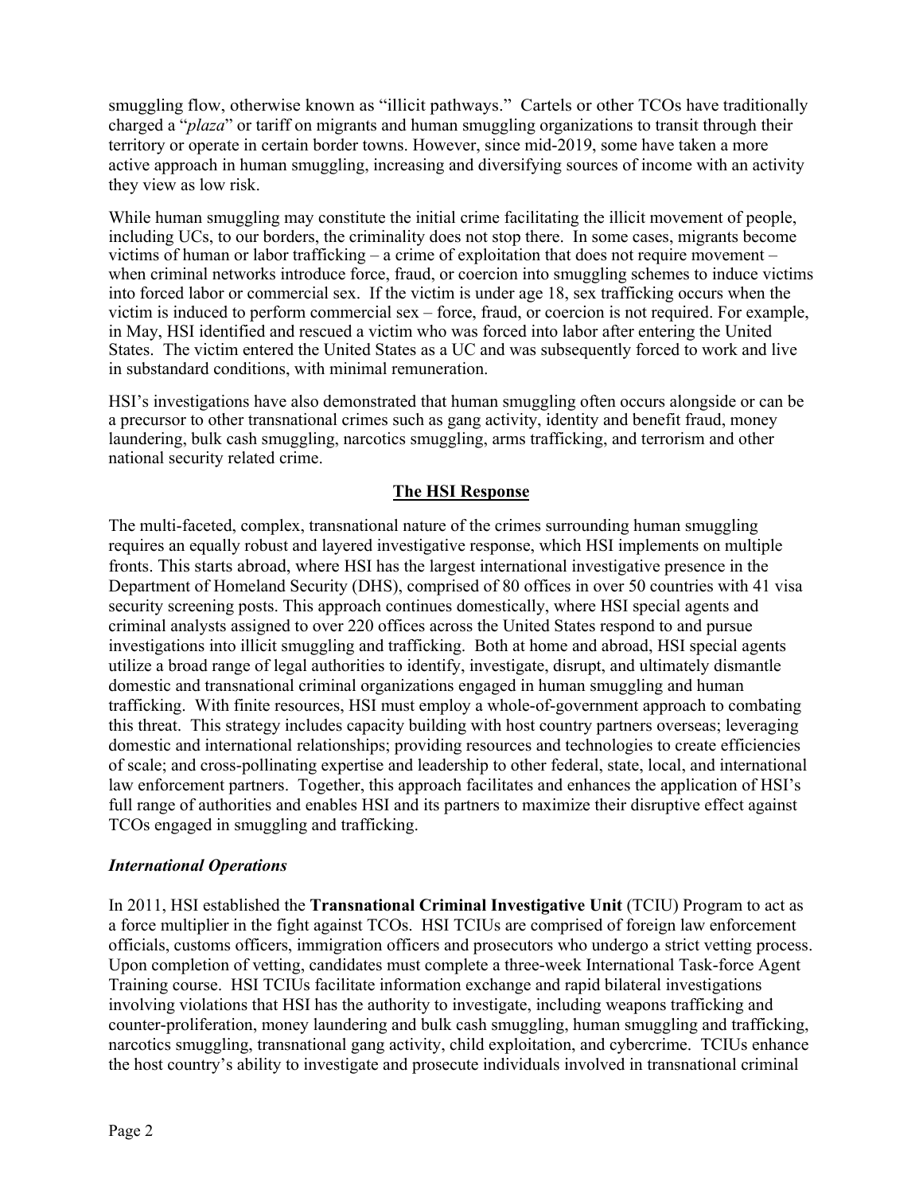smuggling flow, otherwise known as "illicit pathways." Cartels or other TCOs have traditionally charged a "*plaza*" or tariff on migrants and human smuggling organizations to transit through their territory or operate in certain border towns. However, since mid-2019, some have taken a more active approach in human smuggling, increasing and diversifying sources of income with an activity they view as low risk.

While human smuggling may constitute the initial crime facilitating the illicit movement of people, including UCs, to our borders, the criminality does not stop there. In some cases, migrants become victims of human or labor trafficking – a crime of exploitation that does not require movement – when criminal networks introduce force, fraud, or coercion into smuggling schemes to induce victims into forced labor or commercial sex. If the victim is under age 18, sex trafficking occurs when the victim is induced to perform commercial sex – force, fraud, or coercion is not required. For example, in May, HSI identified and rescued a victim who was forced into labor after entering the United States. The victim entered the United States as a UC and was subsequently forced to work and live in substandard conditions, with minimal remuneration.

HSI's investigations have also demonstrated that human smuggling often occurs alongside or can be a precursor to other transnational crimes such as gang activity, identity and benefit fraud, money laundering, bulk cash smuggling, narcotics smuggling, arms trafficking, and terrorism and other national security related crime.

## The HSI Response

The multi-faceted, complex, transnational nature of the crimes surrounding human smuggling requires an equally robust and layered investigative response, which HSI implements on multiple fronts. This starts abroad, where HSI has the largest international investigative presence in the Department of Homeland Security (DHS), comprised of 80 offices in over 50 countries with 41 visa security screening posts. This approach continues domestically, where HSI special agents and criminal analysts assigned to over 220 offices across the United States respond to and pursue investigations into illicit smuggling and trafficking. Both at home and abroad, HSI special agents utilize a broad range of legal authorities to identify, investigate, disrupt, and ultimately dismantle domestic and transnational criminal organizations engaged in human smuggling and human trafficking. With finite resources, HSI must employ a whole-of-government approach to combating this threat. This strategy includes capacity building with host country partners overseas; leveraging domestic and international relationships; providing resources and technologies to create efficiencies of scale; and cross-pollinating expertise and leadership to other federal, state, local, and international law enforcement partners. Together, this approach facilitates and enhances the application of HSI's full range of authorities and enables HSI and its partners to maximize their disruptive effect against TCOs engaged in smuggling and trafficking.

### *International Operations*

In 2011, HSI established the **Transnational Criminal Investigative Unit** (TCIU) Program to act as a force multiplier in the fight against TCOs. HSI TCIUs are comprised of foreign law enforcement officials, customs officers, immigration officers and prosecutors who undergo a strict vetting process. Upon completion of vetting, candidates must complete a three-week International Task-force Agent Training course. HSI TCIUs facilitate information exchange and rapid bilateral investigations involving violations that HSI has the authority to investigate, including weapons trafficking and counter-proliferation, money laundering and bulk cash smuggling, human smuggling and trafficking, narcotics smuggling, transnational gang activity, child exploitation, and cybercrime. TCIUs enhance the host country's ability to investigate and prosecute individuals involved in transnational criminal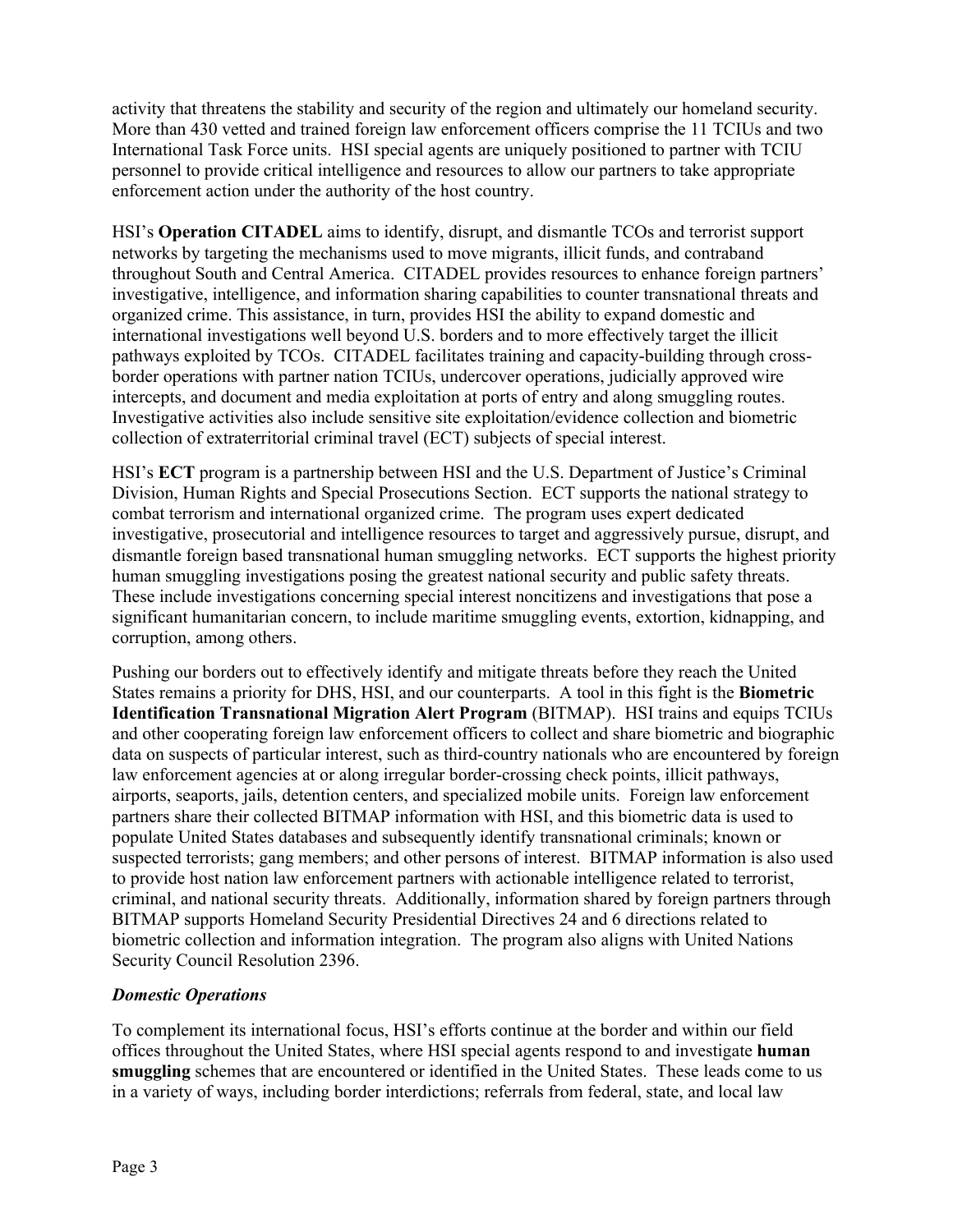activity that threatens the stability and security of the region and ultimately our homeland security. More than 430 vetted and trained foreign law enforcement officers comprise the 11 TCIUs and two International Task Force units. HSI special agents are uniquely positioned to partner with TCIU personnel to provide critical intelligence and resources to allow our partners to take appropriate enforcement action under the authority of the host country.

HSI's **Operation CITADEL** aims to identify, disrupt, and dismantle TCOs and terrorist support networks by targeting the mechanisms used to move migrants, illicit funds, and contraband throughout South and Central America. CITADEL provides resources to enhance foreign partners' investigative, intelligence, and information sharing capabilities to counter transnational threats and organized crime. This assistance, in turn, provides HSI the ability to expand domestic and international investigations well beyond U.S. borders and to more effectively target the illicit pathways exploited by TCOs. CITADEL facilitates training and capacity-building through cross-border operations with partner nation TCIUs, undercover operations, judicially approved wire intercepts, and document and media exploitation at ports of entry and along smuggling routes. Investigative activities also include sensitive site exploitation/evidence collection and biometric collection of extraterritorial criminal travel (ECT) subjects of special interest.

HSI's **ECT** program is a partnership between HSI and the U.S. Department of Justice's Criminal Division, Human Rights and Special Prosecutions Section. ECT supports the national strategy to combat terrorism and international organized crime. The program uses expert dedicated investigative, prosecutorial and intelligence resources to target and aggressively pursue, disrupt, and dismantle foreign based transnational human smuggling networks. ECT supports the highest priority human smuggling investigations posing the greatest national security and public safety threats. These include investigations concerning special interest noncitizens and investigations that pose a significant humanitarian concern, to include maritime smuggling events, extortion, kidnapping, and corruption, among others.

Pushing our borders out to effectively identify and mitigate threats before they reach the United States remains a priority for DHS, HSI, and our counterparts. A tool in this fight is the **Biometric Identification Transnational Migration Alert Program** (BITMAP). HSI trains and equips TCIUs and other cooperating foreign law enforcement officers to collect and share biometric and biographic data on suspects of particular interest, such as third-country nationals who are encountered by foreign law enforcement agencies at or along irregular border-crossing check points, illicit pathways, airports, seaports, jails, detention centers, and specialized mobile units. Foreign law enforcement partners share their collected BITMAP information with HSI, and this biometric data is used to populate United States databases and subsequently identify transnational criminals; known or suspected terrorists; gang members; and other persons of interest. BITMAP information is also used to provide host nation law enforcement partners with actionable intelligence related to terrorist, criminal, and national security threats. Additionally, information shared by foreign partners through BITMAP supports Homeland Security Presidential Directives 24 and 6 directions related to biometric collection and information integration. The program also aligns with United Nations Security Council Resolution 2396.

***Domestic Operations***

To complement its international focus, HSI's efforts continue at the border and within our field offices throughout the United States, where HSI special agents respond to and investigate **human smuggling** schemes that are encountered or identified in the United States. These leads come to us in a variety of ways, including border interdictions; referrals from federal, state, and local law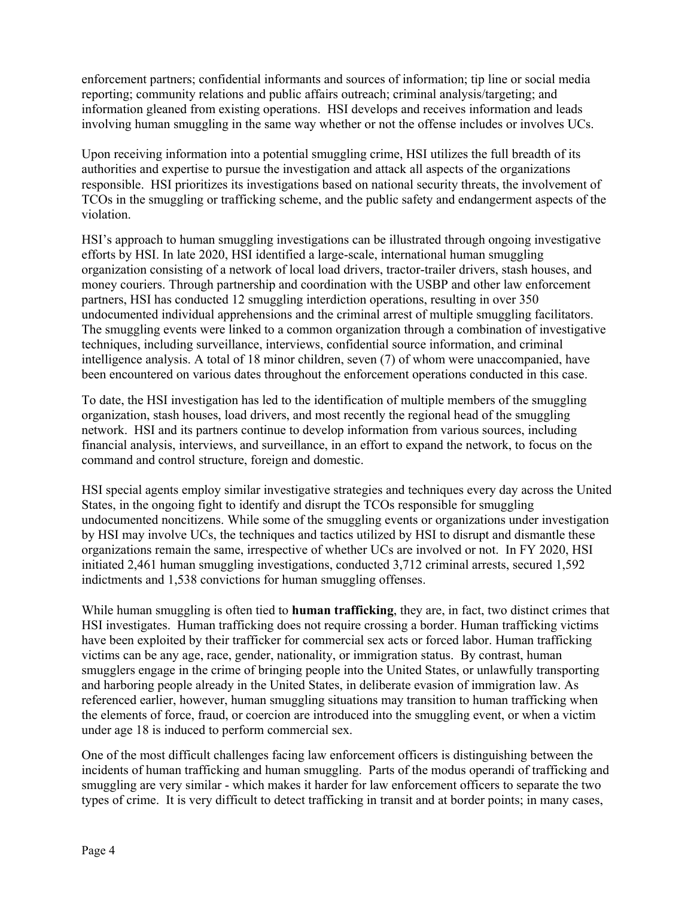enforcement partners; confidential informants and sources of information; tip line or social media reporting; community relations and public affairs outreach; criminal analysis/targeting; and information gleaned from existing operations. HSI develops and receives information and leads involving human smuggling in the same way whether or not the offense includes or involves UCs.

Upon receiving information into a potential smuggling crime, HSI utilizes the full breadth of its authorities and expertise to pursue the investigation and attack all aspects of the organizations responsible. HSI prioritizes its investigations based on national security threats, the involvement of TCOs in the smuggling or trafficking scheme, and the public safety and endangerment aspects of the violation.

HSI's approach to human smuggling investigations can be illustrated through ongoing investigative efforts by HSI. In late 2020, HSI identified a large-scale, international human smuggling organization consisting of a network of local load drivers, tractor-trailer drivers, stash houses, and money couriers. Through partnership and coordination with the USBP and other law enforcement partners, HSI has conducted 12 smuggling interdiction operations, resulting in over 350 undocumented individual apprehensions and the criminal arrest of multiple smuggling facilitators. The smuggling events were linked to a common organization through a combination of investigative techniques, including surveillance, interviews, confidential source information, and criminal intelligence analysis. A total of 18 minor children, seven (7) of whom were unaccompanied, have been encountered on various dates throughout the enforcement operations conducted in this case.

To date, the HSI investigation has led to the identification of multiple members of the smuggling organization, stash houses, load drivers, and most recently the regional head of the smuggling network. HSI and its partners continue to develop information from various sources, including financial analysis, interviews, and surveillance, in an effort to expand the network, to focus on the command and control structure, foreign and domestic.

HSI special agents employ similar investigative strategies and techniques every day across the United States, in the ongoing fight to identify and disrupt the TCOs responsible for smuggling undocumented noncitizens. While some of the smuggling events or organizations under investigation by HSI may involve UCs, the techniques and tactics utilized by HSI to disrupt and dismantle these organizations remain the same, irrespective of whether UCs are involved or not. In FY 2020, HSI initiated 2,461 human smuggling investigations, conducted 3,712 criminal arrests, secured 1,592 indictments and 1,538 convictions for human smuggling offenses.

While human smuggling is often tied to **human trafficking**, they are, in fact, two distinct crimes that HSI investigates. Human trafficking does not require crossing a border. Human trafficking victims have been exploited by their trafficker for commercial sex acts or forced labor. Human trafficking victims can be any age, race, gender, nationality, or immigration status. By contrast, human smugglers engage in the crime of bringing people into the United States, or unlawfully transporting and harboring people already in the United States, in deliberate evasion of immigration law. As referenced earlier, however, human smuggling situations may transition to human trafficking when the elements of force, fraud, or coercion are introduced into the smuggling event, or when a victim under age 18 is induced to perform commercial sex.

One of the most difficult challenges facing law enforcement officers is distinguishing between the incidents of human trafficking and human smuggling. Parts of the modus operandi of trafficking and smuggling are very similar - which makes it harder for law enforcement officers to separate the two types of crime. It is very difficult to detect trafficking in transit and at border points; in many cases,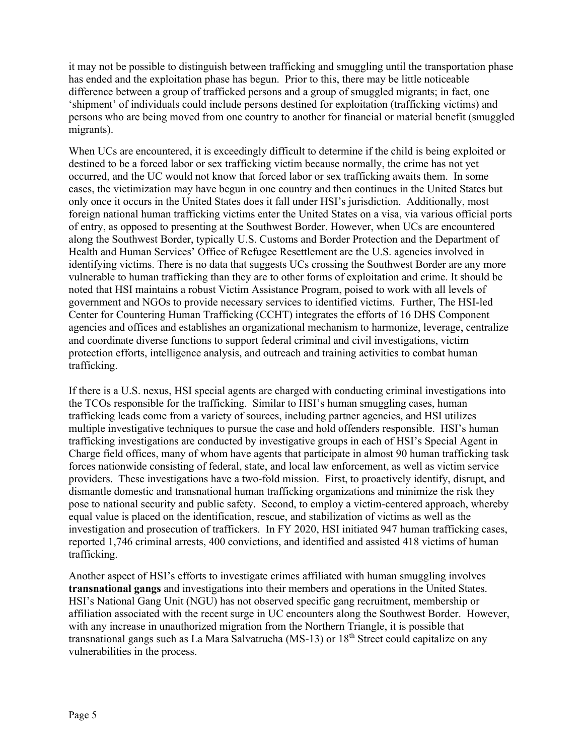it may not be possible to distinguish between trafficking and smuggling until the transportation phase has ended and the exploitation phase has begun. Prior to this, there may be little noticeable difference between a group of trafficked persons and a group of smuggled migrants; in fact, one 'shipment' of individuals could include persons destined for exploitation (trafficking victims) and persons who are being moved from one country to another for financial or material benefit (smuggled migrants).

When UCs are encountered, it is exceedingly difficult to determine if the child is being exploited or destined to be a forced labor or sex trafficking victim because normally, the crime has not yet occurred, and the UC would not know that forced labor or sex trafficking awaits them. In some cases, the victimization may have begun in one country and then continues in the United States but only once it occurs in the United States does it fall under HSI's jurisdiction. Additionally, most foreign national human trafficking victims enter the United States on a visa, via various official ports of entry, as opposed to presenting at the Southwest Border. However, when UCs are encountered along the Southwest Border, typically U.S. Customs and Border Protection and the Department of Health and Human Services' Office of Refugee Resettlement are the U.S. agencies involved in identifying victims. There is no data that suggests UCs crossing the Southwest Border are any more vulnerable to human trafficking than they are to other forms of exploitation and crime. It should be noted that HSI maintains a robust Victim Assistance Program, poised to work with all levels of government and NGOs to provide necessary services to identified victims. Further, The HSI-led Center for Countering Human Trafficking (CCHT) integrates the efforts of 16 DHS Component agencies and offices and establishes an organizational mechanism to harmonize, leverage, centralize and coordinate diverse functions to support federal criminal and civil investigations, victim protection efforts, intelligence analysis, and outreach and training activities to combat human trafficking.

If there is a U.S. nexus, HSI special agents are charged with conducting criminal investigations into the TCOs responsible for the trafficking. Similar to HSI's human smuggling cases, human trafficking leads come from a variety of sources, including partner agencies, and HSI utilizes multiple investigative techniques to pursue the case and hold offenders responsible. HSI's human trafficking investigations are conducted by investigative groups in each of HSI's Special Agent in Charge field offices, many of whom have agents that participate in almost 90 human trafficking task forces nationwide consisting of federal, state, and local law enforcement, as well as victim service providers. These investigations have a two-fold mission. First, to proactively identify, disrupt, and dismantle domestic and transnational human trafficking organizations and minimize the risk they pose to national security and public safety. Second, to employ a victim-centered approach, whereby equal value is placed on the identification, rescue, and stabilization of victims as well as the investigation and prosecution of traffickers. In FY 2020, HSI initiated 947 human trafficking cases, reported 1,746 criminal arrests, 400 convictions, and identified and assisted 418 victims of human trafficking.

Another aspect of HSI's efforts to investigate crimes affiliated with human smuggling involves **transnational gangs** and investigations into their members and operations in the United States. HSI's National Gang Unit (NGU) has not observed specific gang recruitment, membership or affiliation associated with the recent surge in UC encounters along the Southwest Border. However, with any increase in unauthorized migration from the Northern Triangle, it is possible that transnational gangs such as La Mara Salvatrucha (MS-13) or 18th Street could capitalize on any vulnerabilities in the process.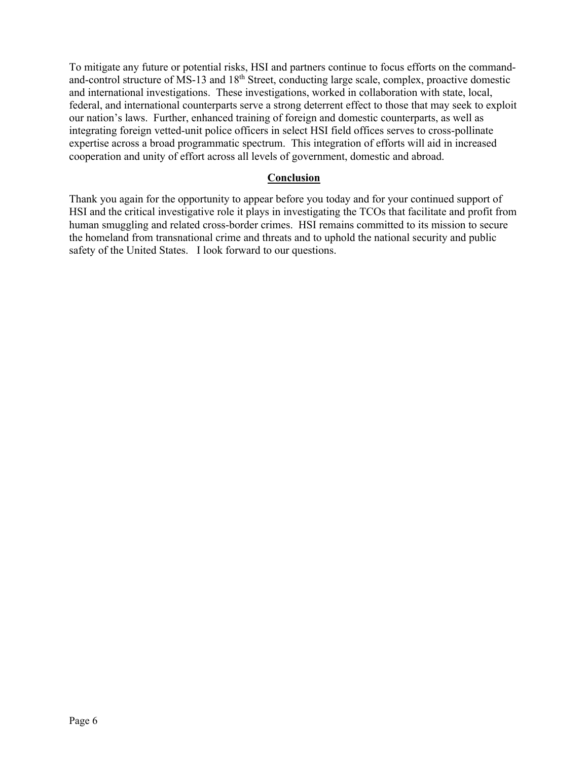To mitigate any future or potential risks, HSI and partners continue to focus efforts on the command-and-control structure of MS-13 and 18th Street, conducting large scale, complex, proactive domestic and international investigations. These investigations, worked in collaboration with state, local, federal, and international counterparts serve a strong deterrent effect to those that may seek to exploit our nation's laws. Further, enhanced training of foreign and domestic counterparts, as well as integrating foreign vetted-unit police officers in select HSI field offices serves to cross-pollinate expertise across a broad programmatic spectrum. This integration of efforts will aid in increased cooperation and unity of effort across all levels of government, domestic and abroad.

## Conclusion

Thank you again for the opportunity to appear before you today and for your continued support of HSI and the critical investigative role it plays in investigating the TCOs that facilitate and profit from human smuggling and related cross-border crimes. HSI remains committed to its mission to secure the homeland from transnational crime and threats and to uphold the national security and public safety of the United States. I look forward to our questions.